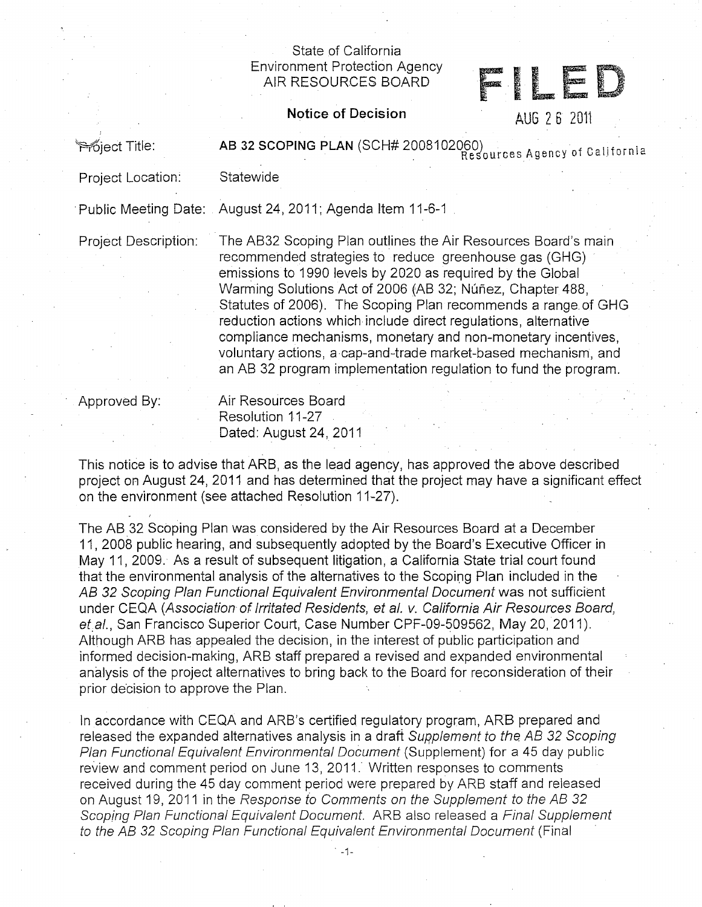State of California
Environment Protection Agency
AIR RESOURCES BOARD

**FILED**

AUG 26 2011

Resources Agency of California

**Notice of Decision**

Project Title: **AB 32 SCOPING PLAN** (SCH# 2008102060)

Project Location: Statewide

Public Meeting Date: August 24, 2011; Agenda Item 11-6-1

Project Description: The AB32 Scoping Plan outlines the Air Resources Board's main recommended strategies to reduce greenhouse gas (GHG) emissions to 1990 levels by 2020 as required by the Global Warming Solutions Act of 2006 (AB 32; Núñez, Chapter 488, Statutes of 2006). The Scoping Plan recommends a range of GHG reduction actions which include direct regulations, alternative compliance mechanisms, monetary and non-monetary incentives, voluntary actions, a cap-and-trade market-based mechanism, and an AB 32 program implementation regulation to fund the program.

Approved By: Air Resources Board
Resolution 11-27
Dated: August 24, 2011

This notice is to advise that ARB, as the lead agency, has approved the above described project on August 24, 2011 and has determined that the project may have a significant effect on the environment (see attached Resolution 11-27).

The AB 32 Scoping Plan was considered by the Air Resources Board at a December 11, 2008 public hearing, and subsequently adopted by the Board's Executive Officer in May 11, 2009. As a result of subsequent litigation, a California State trial court found that the environmental analysis of the alternatives to the Scoping Plan included in the *AB 32 Scoping Plan Functional Equivalent Environmental Document* was not sufficient under CEQA (*Association of Irritated Residents, et al. v. California Air Resources Board, et al.*, San Francisco Superior Court, Case Number CPF-09-509562, May 20, 2011). Although ARB has appealed the decision, in the interest of public participation and informed decision-making, ARB staff prepared a revised and expanded environmental analysis of the project alternatives to bring back to the Board for reconsideration of their prior decision to approve the Plan.

In accordance with CEQA and ARB's certified regulatory program, ARB prepared and released the expanded alternatives analysis in a draft *Supplement to the AB 32 Scoping Plan Functional Equivalent Environmental Document* (Supplement) for a 45 day public review and comment period on June 13, 2011. Written responses to comments received during the 45 day comment period were prepared by ARB staff and released on August 19, 2011 in the *Response to Comments on the Supplement to the AB 32 Scoping Plan Functional Equivalent Document.* ARB also released a *Final Supplement to the AB 32 Scoping Plan Functional Equivalent Environmental Document* (Final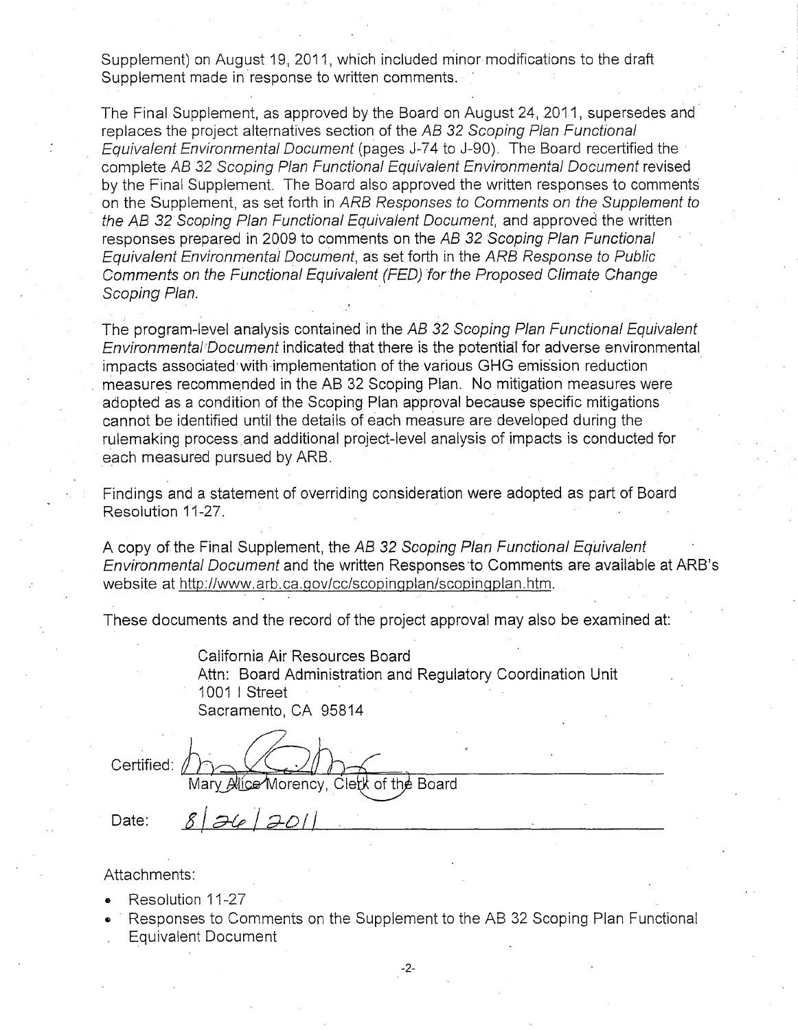Supplement) on August 19, 2011, which included minor modifications to the draft Supplement made in response to written comments.

The Final Supplement, as approved by the Board on August 24, 2011, supersedes and replaces the project alternatives section of the *AB 32 Scoping Plan Functional Equivalent Environmental Document* (pages J-74 to J-90). The Board recertified the complete *AB 32 Scoping Plan Functional Equivalent Environmental Document* revised by the Final Supplement. The Board also approved the written responses to comments on the Supplement, as set forth in *ARB Responses to Comments on the Supplement to the AB 32 Scoping Plan Functional Equivalent Document*, and approved the written responses prepared in 2009 to comments on the *AB 32 Scoping Plan Functional Equivalent Environmental Document*, as set forth in the *ARB Response to Public Comments on the Functional Equivalent (FED) for the Proposed Climate Change Scoping Plan*.

The program-level analysis contained in the *AB 32 Scoping Plan Functional Equivalent Environmental Document* indicated that there is the potential for adverse environmental impacts associated with implementation of the various GHG emission reduction measures recommended in the AB 32 Scoping Plan. No mitigation measures were adopted as a condition of the Scoping Plan approval because specific mitigations cannot be identified until the details of each measure are developed during the rulemaking process and additional project-level analysis of impacts is conducted for each measured pursued by ARB.

Findings and a statement of overriding consideration were adopted as part of Board Resolution 11-27.

A copy of the Final Supplement, the *AB 32 Scoping Plan Functional Equivalent Environmental Document* and the written Responses to Comments are available at ARB's website at http://www.arb.ca.gov/cc/scopingplan/scopingplan.htm.

These documents and the record of the project approval may also be examined at:

California Air Resources Board
Attn: Board Administration and Regulatory Coordination Unit
1001 I Street
Sacramento, CA 95814

Certified: [signature]
Mary Alice Morency, Clerk of the Board

Date: 8/26/2011

Attachments:

- Resolution 11-27
- Responses to Comments on the Supplement to the AB 32 Scoping Plan Functional Equivalent Document